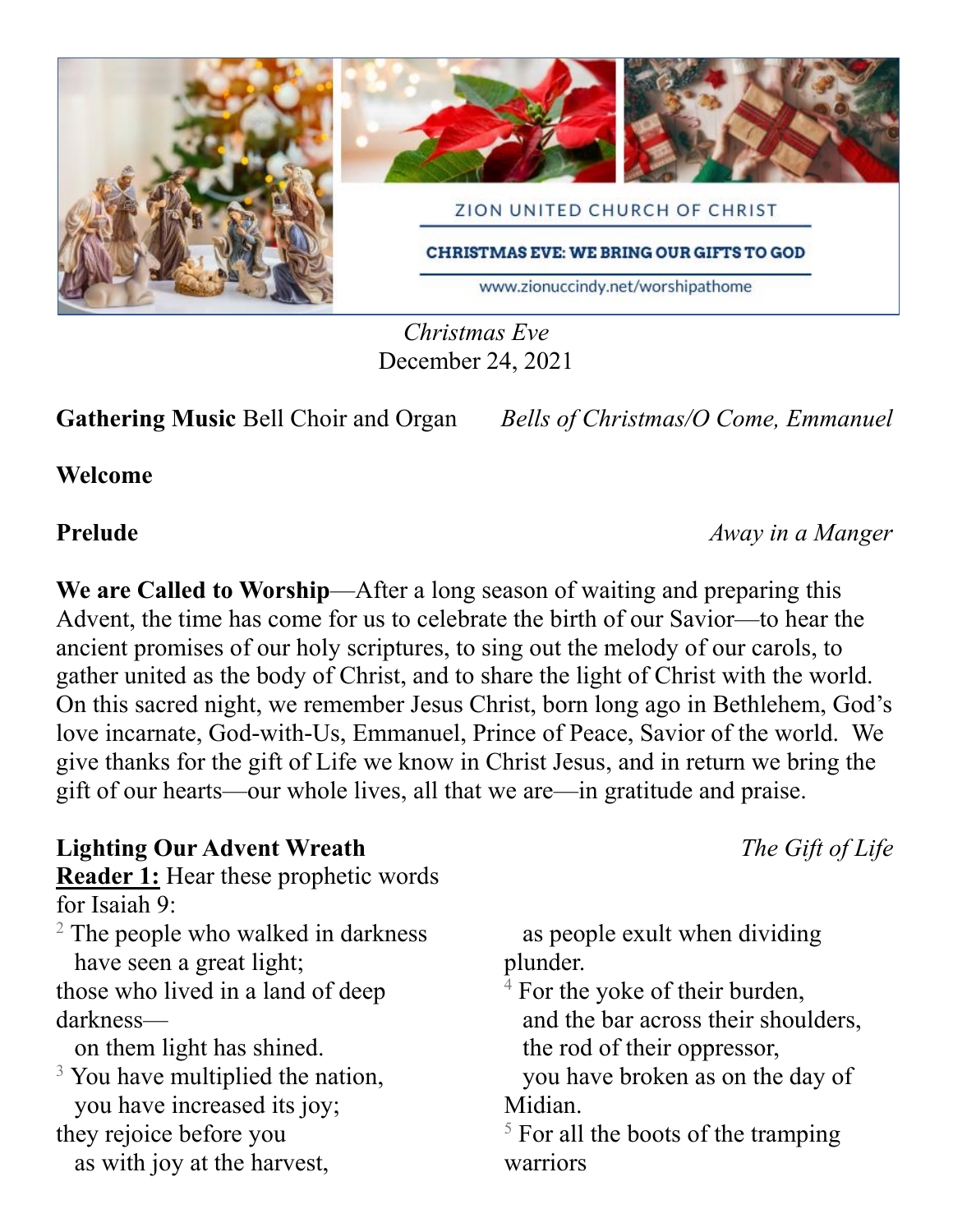ZION UNITED CHURCH OF CHRIST

CHRISTMAS EVE: WE BRING OUR GIFTS TO GOD

www.zionuccindy.net/worshipathome

*Christmas Eve*
December 24, 2021

**Gathering Music** Bell Choir and Organ *Bells of Christmas/O Come, Emmanuel*

**Welcome**

**Prelude** *Away in a Manger*

**We are Called to Worship**—After a long season of waiting and preparing this Advent, the time has come for us to celebrate the birth of our Savior—to hear the ancient promises of our holy scriptures, to sing out the melody of our carols, to gather united as the body of Christ, and to share the light of Christ with the world. On this sacred night, we remember Jesus Christ, born long ago in Bethlehem, God's love incarnate, God-with-Us, Emmanuel, Prince of Peace, Savior of the world. We give thanks for the gift of Life we know in Christ Jesus, and in return we bring the gift of our hearts—our whole lives, all that we are—in gratitude and praise.

**Lighting Our Advent Wreath** *The Gift of Life*

**<u>Reader 1:</u>** Hear these prophetic words for Isaiah 9:

[2] The people who walked in darkness
  have seen a great light;
those who lived in a land of deep darkness—
  on them light has shined.
[3] You have multiplied the nation,
  you have increased its joy;
they rejoice before you
  as with joy at the harvest,
  as people exult when dividing plunder.
[4] For the yoke of their burden,
  and the bar across their shoulders,
  the rod of their oppressor,
  you have broken as on the day of Midian.
[5] For all the boots of the tramping warriors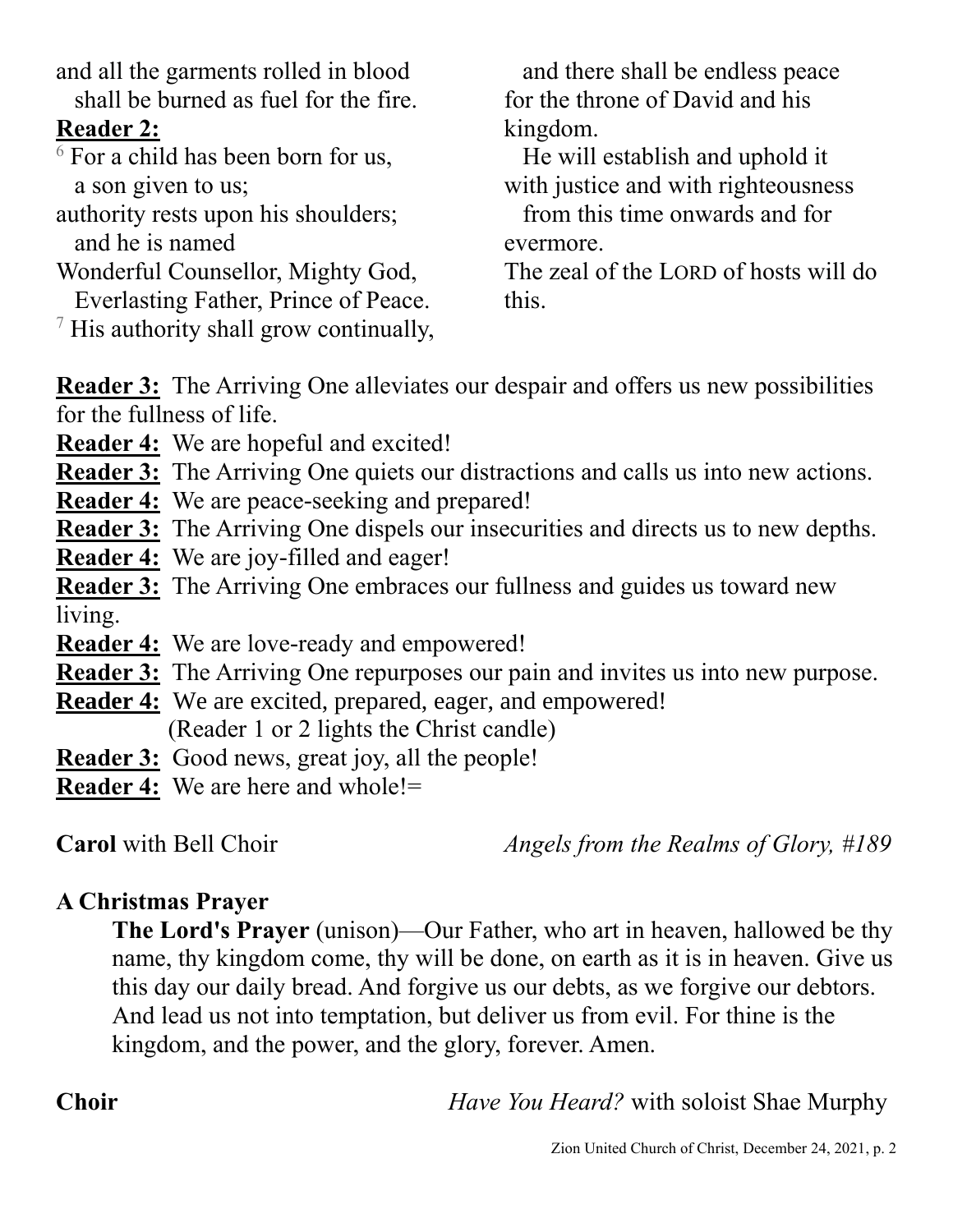and all the garments rolled in blood
  shall be burned as fuel for the fire.

**Reader 2:**

[6] For a child has been born for us,
  a son given to us;
authority rests upon his shoulders;
  and he is named
Wonderful Counsellor, Mighty God,
  Everlasting Father, Prince of Peace.
[7] His authority shall grow continually,
  and there shall be endless peace
for the throne of David and his kingdom.
  He will establish and uphold it
with justice and with righteousness
  from this time onwards and for evermore.
The zeal of the LORD of hosts will do this.

**Reader 3:** The Arriving One alleviates our despair and offers us new possibilities for the fullness of life.
**Reader 4:** We are hopeful and excited!
**Reader 3:** The Arriving One quiets our distractions and calls us into new actions.
**Reader 4:** We are peace-seeking and prepared!
**Reader 3:** The Arriving One dispels our insecurities and directs us to new depths.
**Reader 4:** We are joy-filled and eager!
**Reader 3:** The Arriving One embraces our fullness and guides us toward new living.
**Reader 4:** We are love-ready and empowered!
**Reader 3:** The Arriving One repurposes our pain and invites us into new purpose.
**Reader 4:** We are excited, prepared, eager, and empowered!
(Reader 1 or 2 lights the Christ candle)
**Reader 3:** Good news, great joy, all the people!
**Reader 4:** We are here and whole!=

**Carol** with Bell Choir *Angels from the Realms of Glory, #189*

**A Christmas Prayer**

**The Lord's Prayer** (unison)—Our Father, who art in heaven, hallowed be thy name, thy kingdom come, thy will be done, on earth as it is in heaven. Give us this day our daily bread. And forgive us our debts, as we forgive our debtors. And lead us not into temptation, but deliver us from evil. For thine is the kingdom, and the power, and the glory, forever. Amen.

**Choir** *Have You Heard?* with soloist Shae Murphy

Zion United Church of Christ, December 24, 2021, p. 2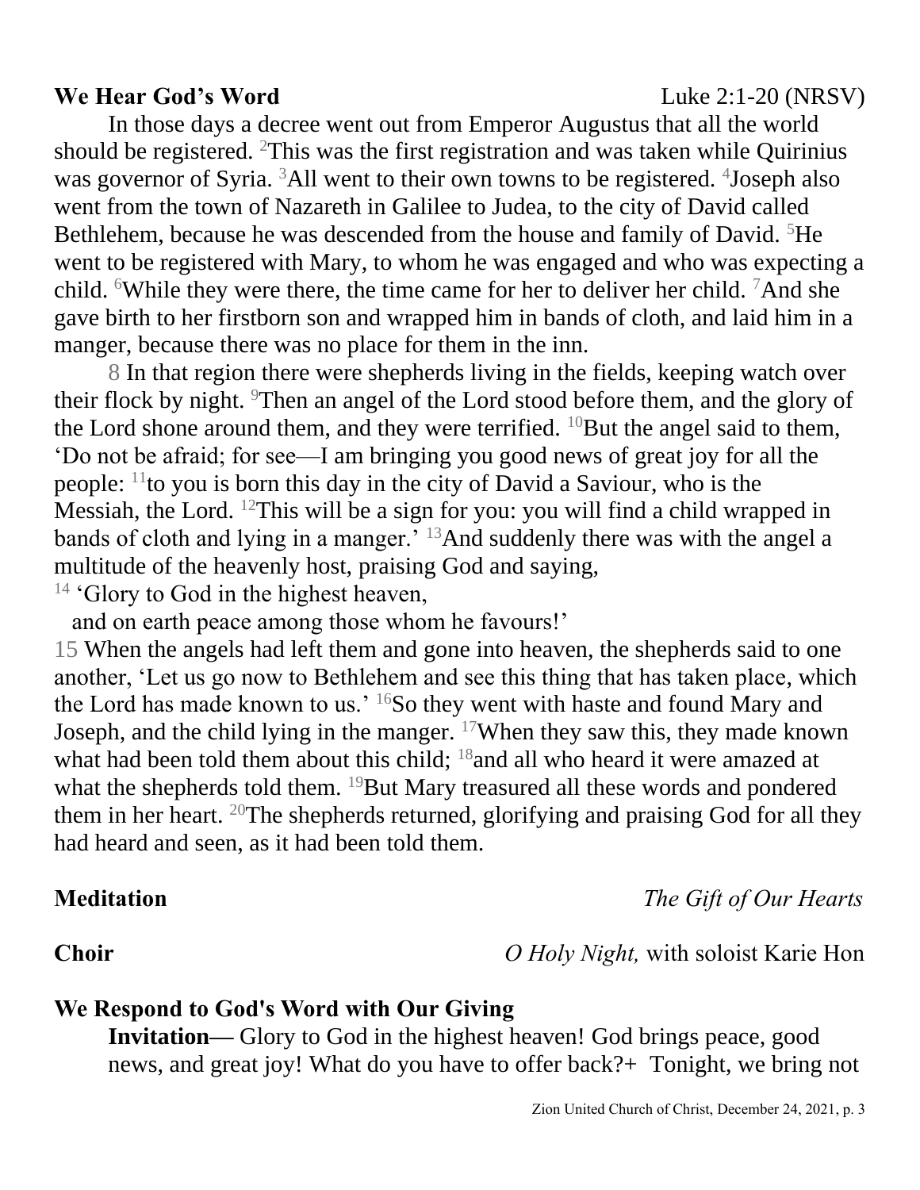**We Hear God's Word** Luke 2:1-20 (NRSV)

In those days a decree went out from Emperor Augustus that all the world should be registered. [2]This was the first registration and was taken while Quirinius was governor of Syria. [3]All went to their own towns to be registered. [4]Joseph also went from the town of Nazareth in Galilee to Judea, to the city of David called Bethlehem, because he was descended from the house and family of David. [5]He went to be registered with Mary, to whom he was engaged and who was expecting a child. [6]While they were there, the time came for her to deliver her child. [7]And she gave birth to her firstborn son and wrapped him in bands of cloth, and laid him in a manger, because there was no place for them in the inn.

8 In that region there were shepherds living in the fields, keeping watch over their flock by night. [9]Then an angel of the Lord stood before them, and the glory of the Lord shone around them, and they were terrified. [10]But the angel said to them, 'Do not be afraid; for see—I am bringing you good news of great joy for all the people: [11]to you is born this day in the city of David a Saviour, who is the Messiah, the Lord. [12]This will be a sign for you: you will find a child wrapped in bands of cloth and lying in a manger.' [13]And suddenly there was with the angel a multitude of the heavenly host, praising God and saying,

[14] 'Glory to God in the highest heaven,
and on earth peace among those whom he favours!'

15 When the angels had left them and gone into heaven, the shepherds said to one another, 'Let us go now to Bethlehem and see this thing that has taken place, which the Lord has made known to us.' [16]So they went with haste and found Mary and Joseph, and the child lying in the manger. [17]When they saw this, they made known what had been told them about this child; [18]and all who heard it were amazed at what the shepherds told them. [19]But Mary treasured all these words and pondered them in her heart. [20]The shepherds returned, glorifying and praising God for all they had heard and seen, as it had been told them.

**Meditation** *The Gift of Our Hearts*

**Choir** *O Holy Night,* with soloist Karie Hon

**We Respond to God's Word with Our Giving**

**Invitation—** Glory to God in the highest heaven! God brings peace, good news, and great joy! What do you have to offer back?+ Tonight, we bring not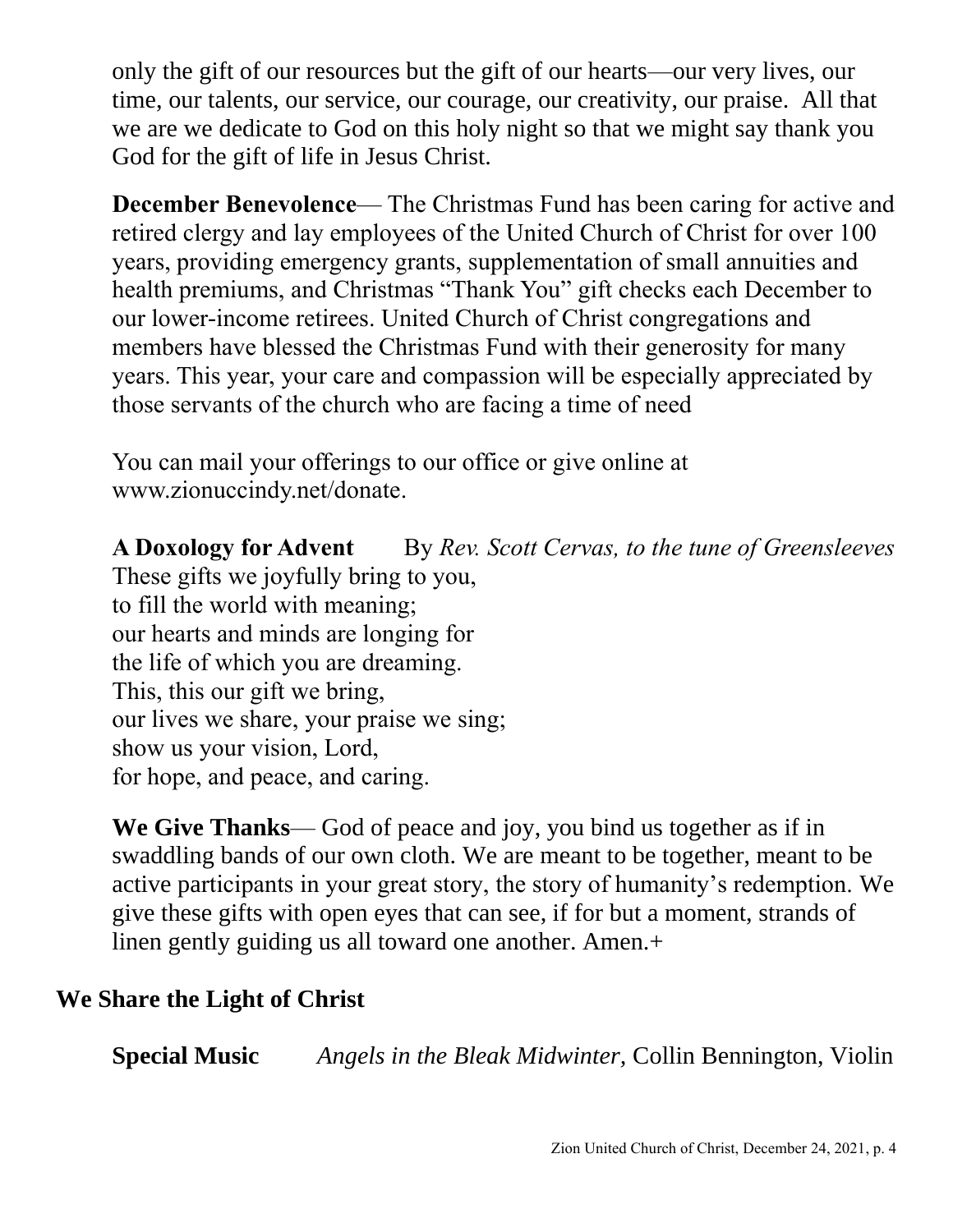only the gift of our resources but the gift of our hearts—our very lives, our time, our talents, our service, our courage, our creativity, our praise. All that we are we dedicate to God on this holy night so that we might say thank you God for the gift of life in Jesus Christ.

**December Benevolence**— The Christmas Fund has been caring for active and retired clergy and lay employees of the United Church of Christ for over 100 years, providing emergency grants, supplementation of small annuities and health premiums, and Christmas "Thank You" gift checks each December to our lower-income retirees. United Church of Christ congregations and members have blessed the Christmas Fund with their generosity for many years. This year, your care and compassion will be especially appreciated by those servants of the church who are facing a time of need

You can mail your offerings to our office or give online at www.zionuccindy.net/donate.

**A Doxology for Advent** By *Rev. Scott Cervas, to the tune of Greensleeves*
These gifts we joyfully bring to you,
to fill the world with meaning;
our hearts and minds are longing for
the life of which you are dreaming.
This, this our gift we bring,
our lives we share, your praise we sing;
show us your vision, Lord,
for hope, and peace, and caring.

**We Give Thanks**— God of peace and joy, you bind us together as if in swaddling bands of our own cloth. We are meant to be together, meant to be active participants in your great story, the story of humanity's redemption. We give these gifts with open eyes that can see, if for but a moment, strands of linen gently guiding us all toward one another. Amen.+

## We Share the Light of Christ

**Special Music** *Angels in the Bleak Midwinter,* Collin Bennington, Violin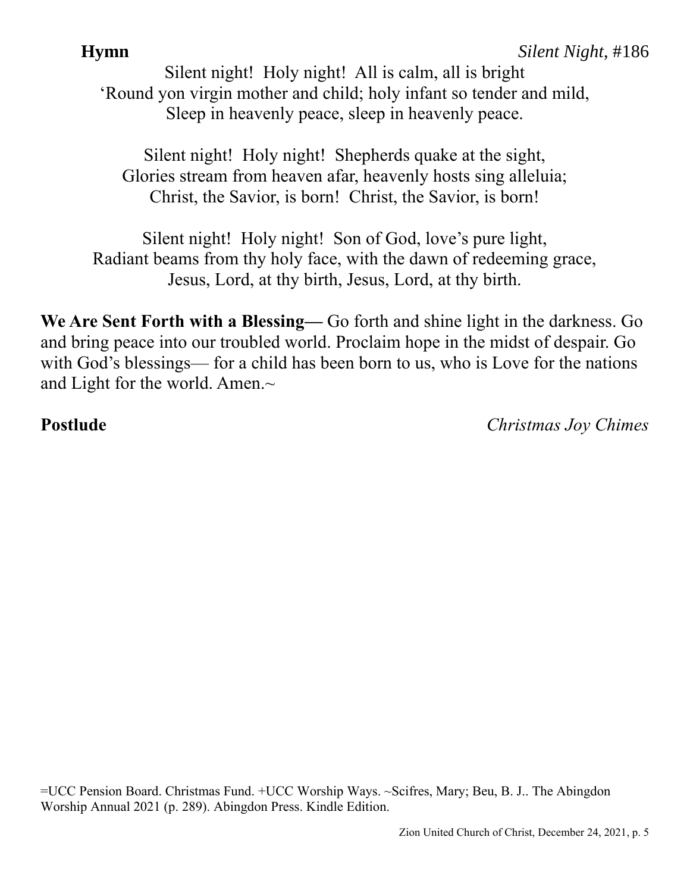**Hymn** *Silent Night*, #186

Silent night! Holy night! All is calm, all is bright
'Round yon virgin mother and child; holy infant so tender and mild,
Sleep in heavenly peace, sleep in heavenly peace.

Silent night! Holy night! Shepherds quake at the sight,
Glories stream from heaven afar, heavenly hosts sing alleluia;
Christ, the Savior, is born! Christ, the Savior, is born!

Silent night! Holy night! Son of God, love's pure light,
Radiant beams from thy holy face, with the dawn of redeeming grace,
Jesus, Lord, at thy birth, Jesus, Lord, at thy birth.

**We Are Sent Forth with a Blessing—** Go forth and shine light in the darkness. Go and bring peace into our troubled world. Proclaim hope in the midst of despair. Go with God's blessings— for a child has been born to us, who is Love for the nations and Light for the world. Amen.~

**Postlude** *Christmas Joy Chimes*

=UCC Pension Board. Christmas Fund. +UCC Worship Ways. ~Scifres, Mary; Beu, B. J.. The Abingdon Worship Annual 2021 (p. 289). Abingdon Press. Kindle Edition.